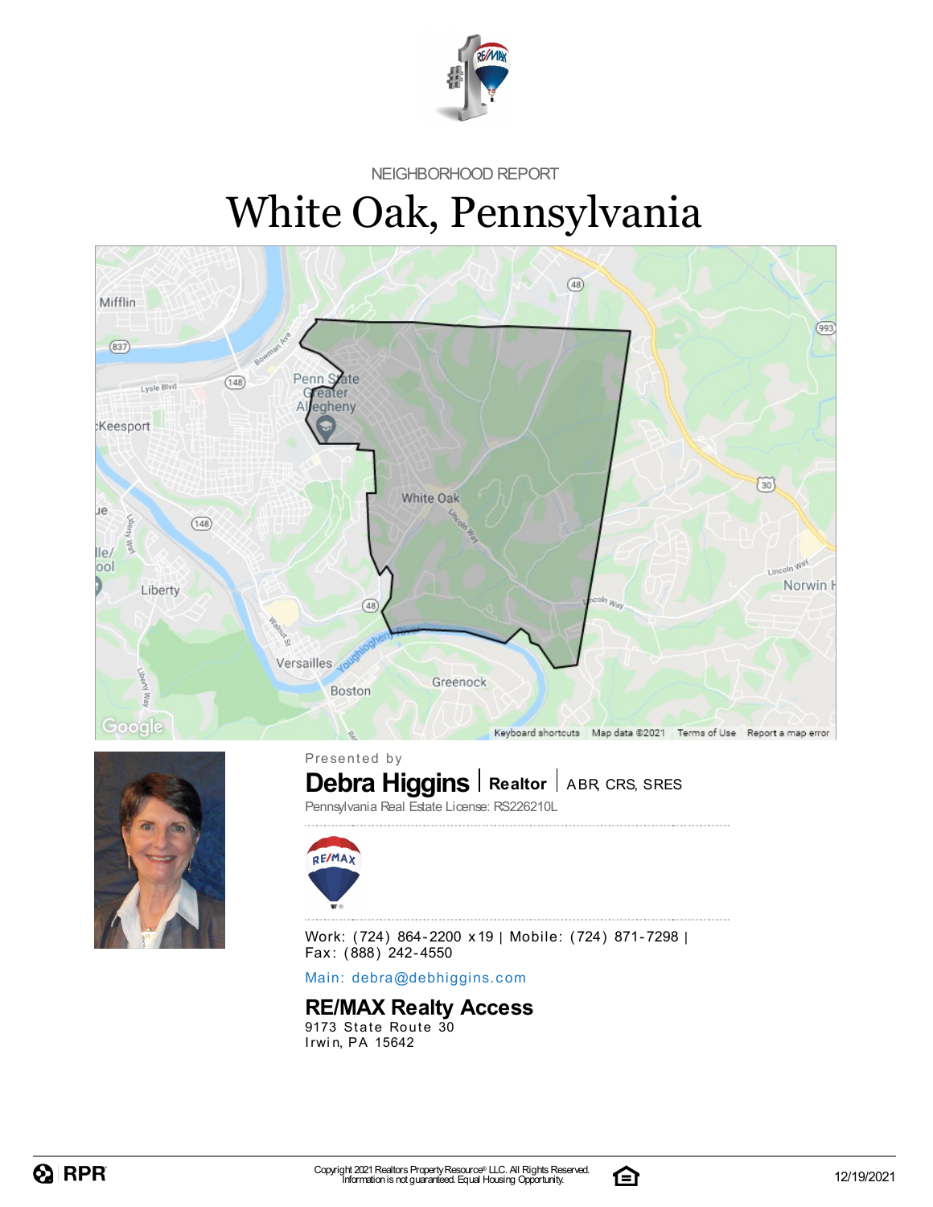NEIGHBORHOOD REPORT

# White Oak, Pennsylvania

Presented by

**Debra Higgins** | **Realtor** | ABR, CRS, SRES

Pennsylvania Real Estate License: RS226210L

Work: (724) 864-2200 x19 | Mobile: (724) 871-7298 | Fax: (888) 242-4550

Main: debra@debhiggins.com

**RE/MAX Realty Access**
9173 State Route 30
Irwin, PA 15642

Copyright 2021 Realtors Property Resource® LLC. All Rights Reserved.
Information is not guaranteed. Equal Housing Opportunity.

12/19/2021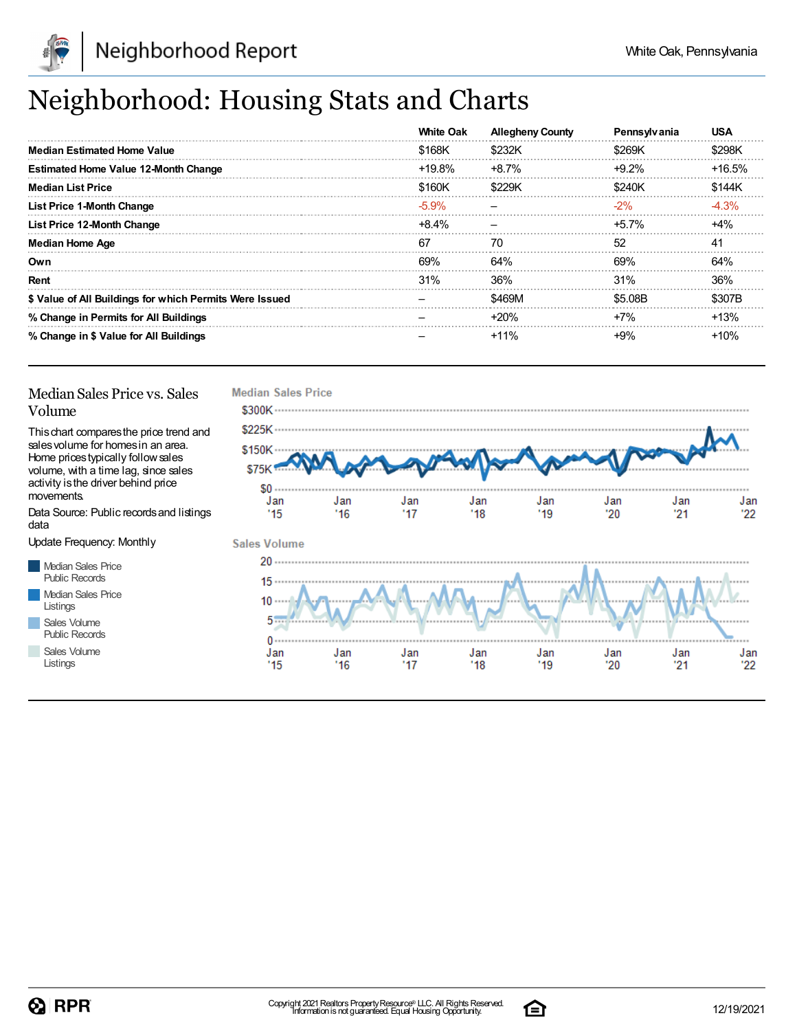# Neighborhood: Housing Stats and Charts

| | White Oak | Allegheny County | Pennsylvania | USA |
|---|---|---|---|---|
| **Median Estimated Home Value** | $168K | $232K | $269K | $298K |
| **Estimated Home Value 12-Month Change** | +19.8% | +8.7% | +9.2% | +16.5% |
| **Median List Price** | $160K | $229K | $240K | $144K |
| **List Price 1-Month Change** | -5.9% | – | -2% | -4.3% |
| **List Price 12-Month Change** | +8.4% | – | +5.7% | +4% |
| **Median Home Age** | 67 | 70 | 52 | 41 |
| **Own** | 69% | 64% | 69% | 64% |
| **Rent** | 31% | 36% | 31% | 36% |
| **$ Value of All Buildings for which Permits Were Issued** | – | $469M | $5.08B | $307B |
| **% Change in Permits for All Buildings** | – | +20% | +7% | +13% |
| **% Change in $ Value for All Buildings** | – | +11% | +9% | +10% |

## Median Sales Price vs. Sales Volume

This chart compares the price trend and sales volume for homes in an area. Home prices typically follow sales volume, with a time lag, since sales activity is the driver behind price movements.

Data Source: Public records and listings data

Update Frequency: Monthly

- Median Sales Price Public Records
- Median Sales Price Listings
- Sales Volume Public Records
- Sales Volume Listings

**Median Sales Price**

$300K, $225K, $150K, $75K, $0

Jan '15, Jan '16, Jan '17, Jan '18, Jan '19, Jan '20, Jan '21, Jan '22

**Sales Volume**

20, 15, 10, 5, 0

Jan '15, Jan '16, Jan '17, Jan '18, Jan '19, Jan '20, Jan '21, Jan '22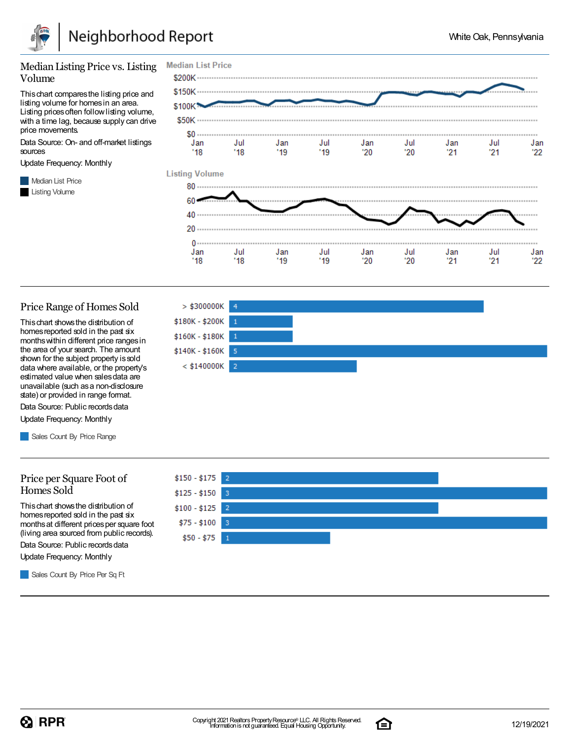## Median Listing Price vs. Listing Volume

This chart compares the listing price and listing volume for homes in an area. Listing prices often follow listing volume, with a time lag, because supply can drive price movements.

Data Source: On- and off-market listings sources

Update Frequency: Monthly

Median List Price

Listing Volume

## Price Range of Homes Sold

This chart shows the distribution of homes reported sold in the past six months within different price ranges in the area of your search. The amount shown for the subject property is sold data where available, or the property's estimated value when sales data are unavailable (such as a non-disclosure state) or provided in range format.

Data Source: Public records data

Update Frequency: Monthly

Sales Count By Price Range

| Price Range | Sales Count |
| --- | --- |
| > $300000K | 4 |
| $180K - $200K | 1 |
| $160K - $180K | 1 |
| $140K - $160K | 5 |
| < $140000K | 2 |

## Price per Square Foot of Homes Sold

This chart shows the distribution of homes reported sold in the past six months at different prices per square foot (living area sourced from public records).

Data Source: Public records data

Update Frequency: Monthly

Sales Count By Price Per Sq Ft

| Price Per Sq Ft | Sales Count |
| --- | --- |
| $150 - $175 | 2 |
| $125 - $150 | 3 |
| $100 - $125 | 2 |
| $75 - $100 | 3 |
| $50 - $75 | 1 |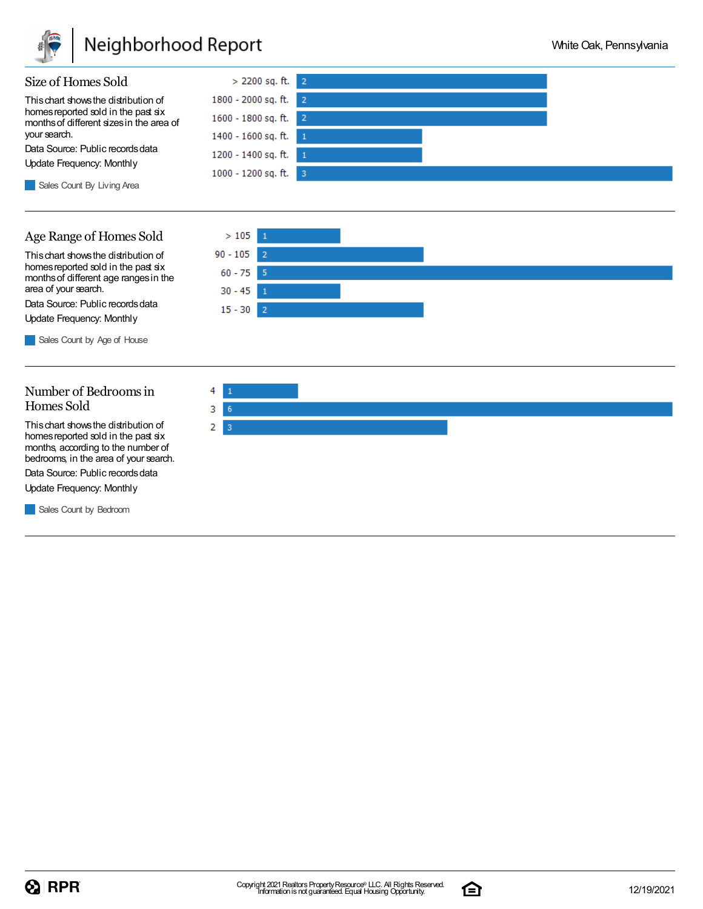## Size of Homes Sold

This chart shows the distribution of homes reported sold in the past six months of different sizes in the area of your search.

Data Source: Public records data

Update Frequency: Monthly

Sales Count By Living Area

| Living Area | Sales Count |
|---|---|
| > 2200 sq. ft. | 2 |
| 1800 - 2000 sq. ft. | 2 |
| 1600 - 1800 sq. ft. | 2 |
| 1400 - 1600 sq. ft. | 1 |
| 1200 - 1400 sq. ft. | 1 |
| 1000 - 1200 sq. ft. | 3 |

## Age Range of Homes Sold

This chart shows the distribution of homes reported sold in the past six months of different age ranges in the area of your search.

Data Source: Public records data

Update Frequency: Monthly

Sales Count by Age of House

| Age of House | Sales Count |
|---|---|
| > 105 | 1 |
| 90 - 105 | 2 |
| 60 - 75 | 5 |
| 30 - 45 | 1 |
| 15 - 30 | 2 |

## Number of Bedrooms in Homes Sold

This chart shows the distribution of homes reported sold in the past six months, according to the number of bedrooms, in the area of your search.

Data Source: Public records data

Update Frequency: Monthly

Sales Count by Bedroom

| Bedrooms | Sales Count |
|---|---|
| 4 | 1 |
| 3 | 6 |
| 2 | 3 |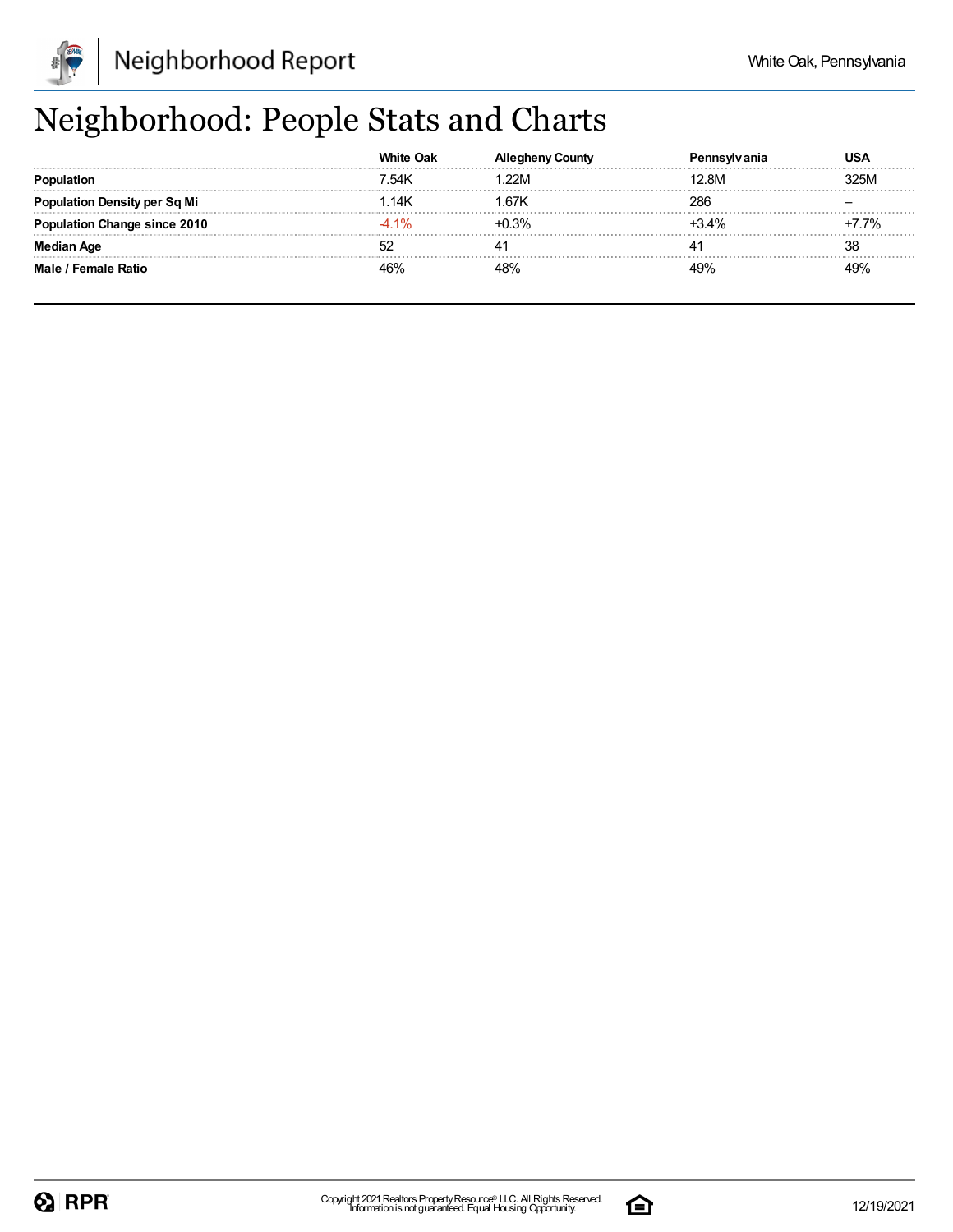# Neighborhood: People Stats and Charts

| | White Oak | Allegheny County | Pennsylvania | USA |
|---|---|---|---|---|
| **Population** | 7.54K | 1.22M | 12.8M | 325M |
| **Population Density per Sq Mi** | 1.14K | 1.67K | 286 | – |
| **Population Change since 2010** | -4.1% | +0.3% | +3.4% | +7.7% |
| **Median Age** | 52 | 41 | 41 | 38 |
| **Male / Female Ratio** | 46% | 48% | 49% | 49% |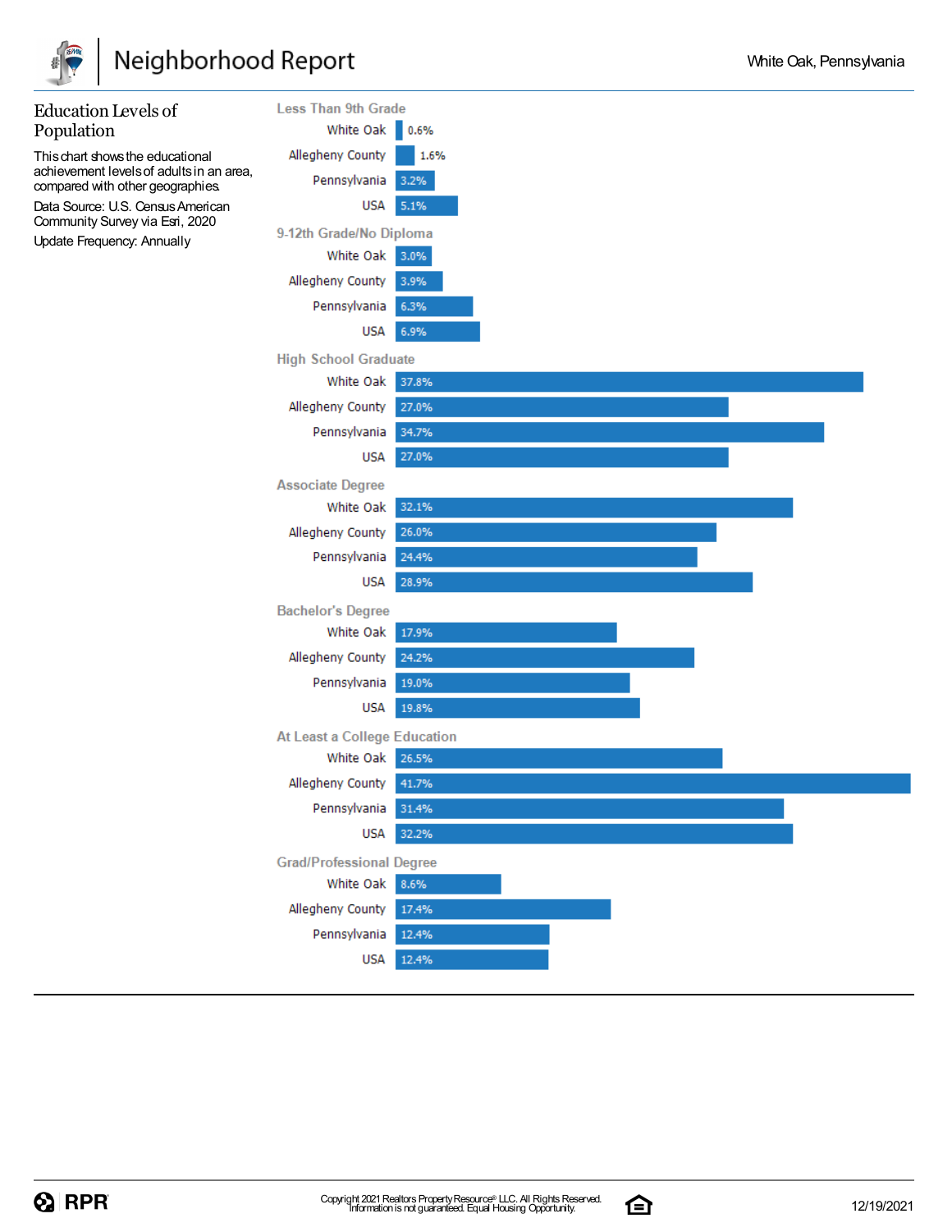## Education Levels of Population

This chart shows the educational achievement levels of adults in an area, compared with other geographies.

Data Source: U.S. Census American Community Survey via Esri, 2020

Update Frequency: Annually

| Education Level | White Oak | Allegheny County | Pennsylvania | USA |
| --- | --- | --- | --- | --- |
| Less Than 9th Grade | 0.6% | 1.6% | 3.2% | 5.1% |
| 9-12th Grade/No Diploma | 3.0% | 3.9% | 6.3% | 6.9% |
| High School Graduate | 37.8% | 27.0% | 34.7% | 27.0% |
| Associate Degree | 32.1% | 26.0% | 24.4% | 28.9% |
| Bachelor's Degree | 17.9% | 24.2% | 19.0% | 19.8% |
| At Least a College Education | 26.5% | 41.7% | 31.4% | 32.2% |
| Grad/Professional Degree | 8.6% | 17.4% | 12.4% | 12.4% |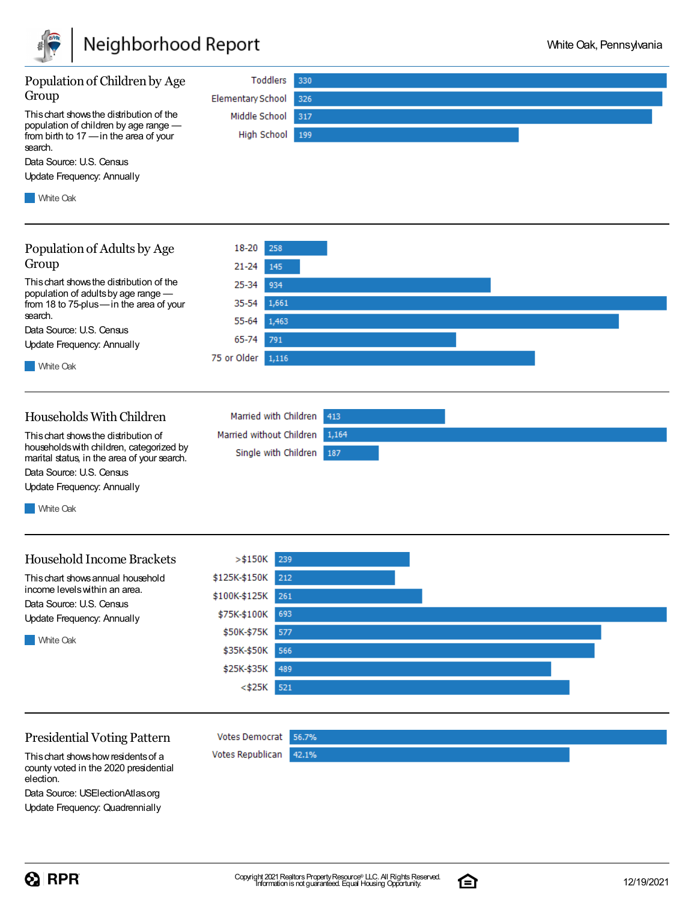## Population of Children by Age Group

This chart shows the distribution of the population of children by age range — from birth to 17 — in the area of your search.

Data Source: U.S. Census

Update Frequency: Annually

| Age Group | White Oak |
|---|---|
| Toddlers | 330 |
| Elementary School | 326 |
| Middle School | 317 |
| High School | 199 |

## Population of Adults by Age Group

This chart shows the distribution of the population of adults by age range — from 18 to 75-plus — in the area of your search.

Data Source: U.S. Census

Update Frequency: Annually

| Age Group | White Oak |
|---|---|
| 18-20 | 258 |
| 21-24 | 145 |
| 25-34 | 934 |
| 35-54 | 1,661 |
| 55-64 | 1,463 |
| 65-74 | 791 |
| 75 or Older | 1,116 |

## Households With Children

This chart shows the distribution of households with children, categorized by marital status, in the area of your search.

Data Source: U.S. Census

Update Frequency: Annually

| Household Type | White Oak |
|---|---|
| Married with Children | 413 |
| Married without Children | 1,164 |
| Single with Children | 187 |

## Household Income Brackets

This chart shows annual household income levels within an area.

Data Source: U.S. Census

Update Frequency: Annually

| Income Bracket | White Oak |
|---|---|
| >$150K | 239 |
| $125K-$150K | 212 |
| $100K-$125K | 261 |
| $75K-$100K | 693 |
| $50K-$75K | 577 |
| $35K-$50K | 566 |
| $25K-$35K | 489 |
| <$25K | 521 |

## Presidential Voting Pattern

This chart shows how residents of a county voted in the 2020 presidential election.

Data Source: USElectionAtlas.org

Update Frequency: Quadrennially

| Vote | Percentage |
|---|---|
| Votes Democrat | 56.7% |
| Votes Republican | 42.1% |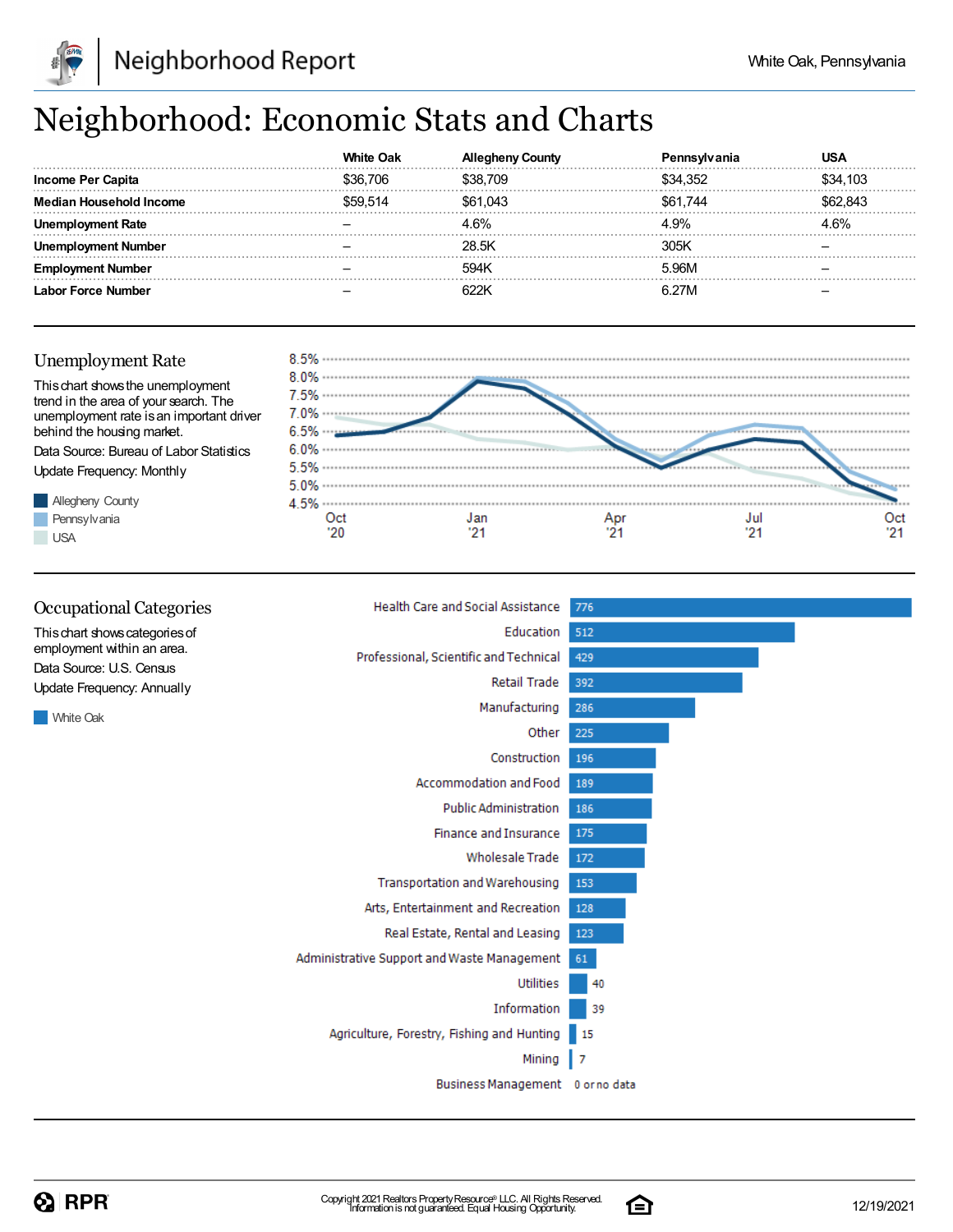# Neighborhood: Economic Stats and Charts

| | White Oak | Allegheny County | Pennsylvania | USA |
|---|---|---|---|---|
| **Income Per Capita** | $36,706 | $38,709 | $34,352 | $34,103 |
| **Median Household Income** | $59,514 | $61,043 | $61,744 | $62,843 |
| **Unemployment Rate** | – | 4.6% | 4.9% | 4.6% |
| **Unemployment Number** | – | 28.5K | 305K | – |
| **Employment Number** | – | 594K | 5.96M | – |
| **Labor Force Number** | – | 622K | 6.27M | – |

## Unemployment Rate

This chart shows the unemployment trend in the area of your search. The unemployment rate is an important driver behind the housing market.

Data Source: Bureau of Labor Statistics

Update Frequency: Monthly

Allegheny County
Pennsylvania
USA

## Occupational Categories

This chart shows categories of employment within an area.

Data Source: U.S. Census

Update Frequency: Annually

White Oak

| Category | White Oak |
|---|---|
| Health Care and Social Assistance | 776 |
| Education | 512 |
| Professional, Scientific and Technical | 429 |
| Retail Trade | 392 |
| Manufacturing | 286 |
| Other | 225 |
| Construction | 196 |
| Accommodation and Food | 189 |
| Public Administration | 186 |
| Finance and Insurance | 175 |
| Wholesale Trade | 172 |
| Transportation and Warehousing | 153 |
| Arts, Entertainment and Recreation | 128 |
| Real Estate, Rental and Leasing | 123 |
| Administrative Support and Waste Management | 61 |
| Utilities | 40 |
| Information | 39 |
| Agriculture, Forestry, Fishing and Hunting | 15 |
| Mining | 7 |
| Business Management | 0 or no data |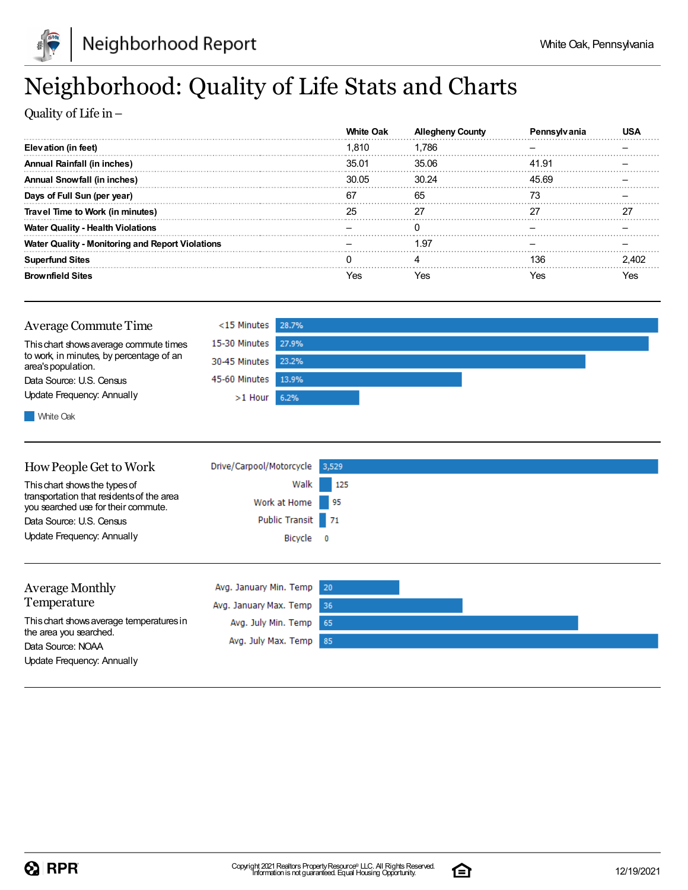# Neighborhood: Quality of Life Stats and Charts

Quality of Life in –

| | White Oak | Allegheny County | Pennsylvania | USA |
|---|---|---|---|---|
| **Elevation (in feet)** | 1,810 | 1,786 | – | – |
| **Annual Rainfall (in inches)** | 35.01 | 35.06 | 41.91 | – |
| **Annual Snowfall (in inches)** | 30.05 | 30.24 | 45.69 | – |
| **Days of Full Sun (per year)** | 67 | 65 | 73 | – |
| **Travel Time to Work (in minutes)** | 25 | 27 | 27 | 27 |
| **Water Quality - Health Violations** | – | 0 | – | – |
| **Water Quality - Monitoring and Report Violations** | – | 1.97 | – | – |
| **Superfund Sites** | 0 | 4 | 136 | 2,402 |
| **Brownfield Sites** | Yes | Yes | Yes | Yes |

## Average Commute Time

This chart shows average commute times to work, in minutes, by percentage of an area's population.

Data Source: U.S. Census

Update Frequency: Annually

| | White Oak |
|---|---|
| <15 Minutes | 28.7% |
| 15-30 Minutes | 27.9% |
| 30-45 Minutes | 23.2% |
| 45-60 Minutes | 13.9% |
| >1 Hour | 6.2% |

## How People Get to Work

This chart shows the types of transportation that residents of the area you searched use for their commute.

Data Source: U.S. Census

Update Frequency: Annually

| | |
|---|---|
| Drive/Carpool/Motorcycle | 3,529 |
| Walk | 125 |
| Work at Home | 95 |
| Public Transit | 71 |
| Bicycle | 0 |

## Average Monthly Temperature

This chart shows average temperatures in the area you searched.

Data Source: NOAA

Update Frequency: Annually

| | |
|---|---|
| Avg. January Min. Temp | 20 |
| Avg. January Max. Temp | 36 |
| Avg. July Min. Temp | 65 |
| Avg. July Max. Temp | 85 |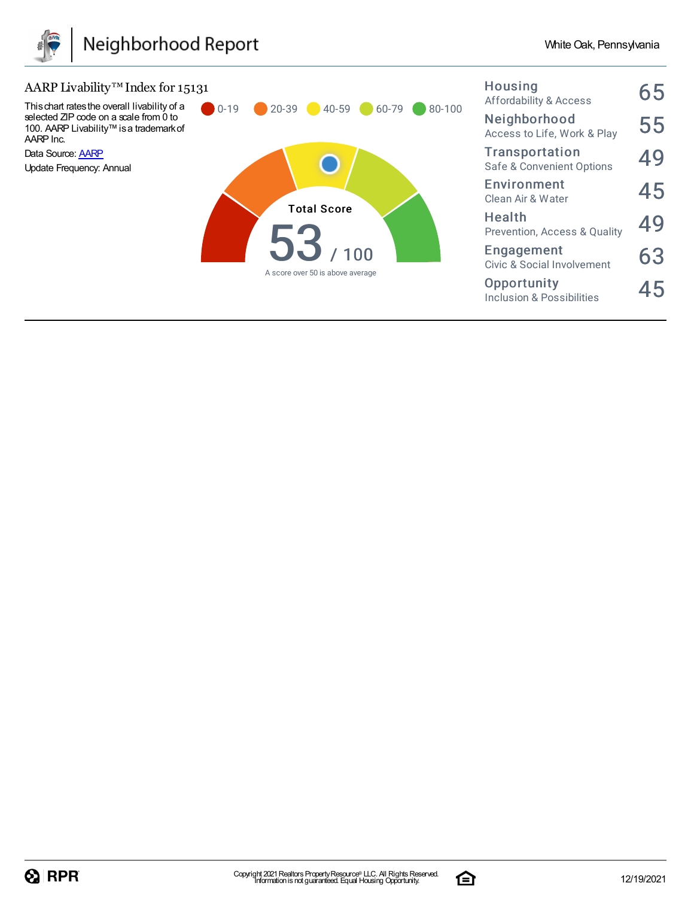# Neighborhood Report

White Oak, Pennsylvania

## AARP Livability™ Index for 15131

This chart rates the overall livability of a selected ZIP code on a scale from 0 to 100. AARP Livability™ is a trademark of AARP Inc.

Data Source: AARP

Update Frequency: Annual

0-19 | 20-39 | 40-59 | 60-79 | 80-100

**Total Score**

**53** / 100

A score over 50 is above average

| Category | Score |
| --- | --- |
| **Housing** Affordability & Access | 65 |
| **Neighborhood** Access to Life, Work & Play | 55 |
| **Transportation** Safe & Convenient Options | 49 |
| **Environment** Clean Air & Water | 45 |
| **Health** Prevention, Access & Quality | 49 |
| **Engagement** Civic & Social Involvement | 63 |
| **Opportunity** Inclusion & Possibilities | 45 |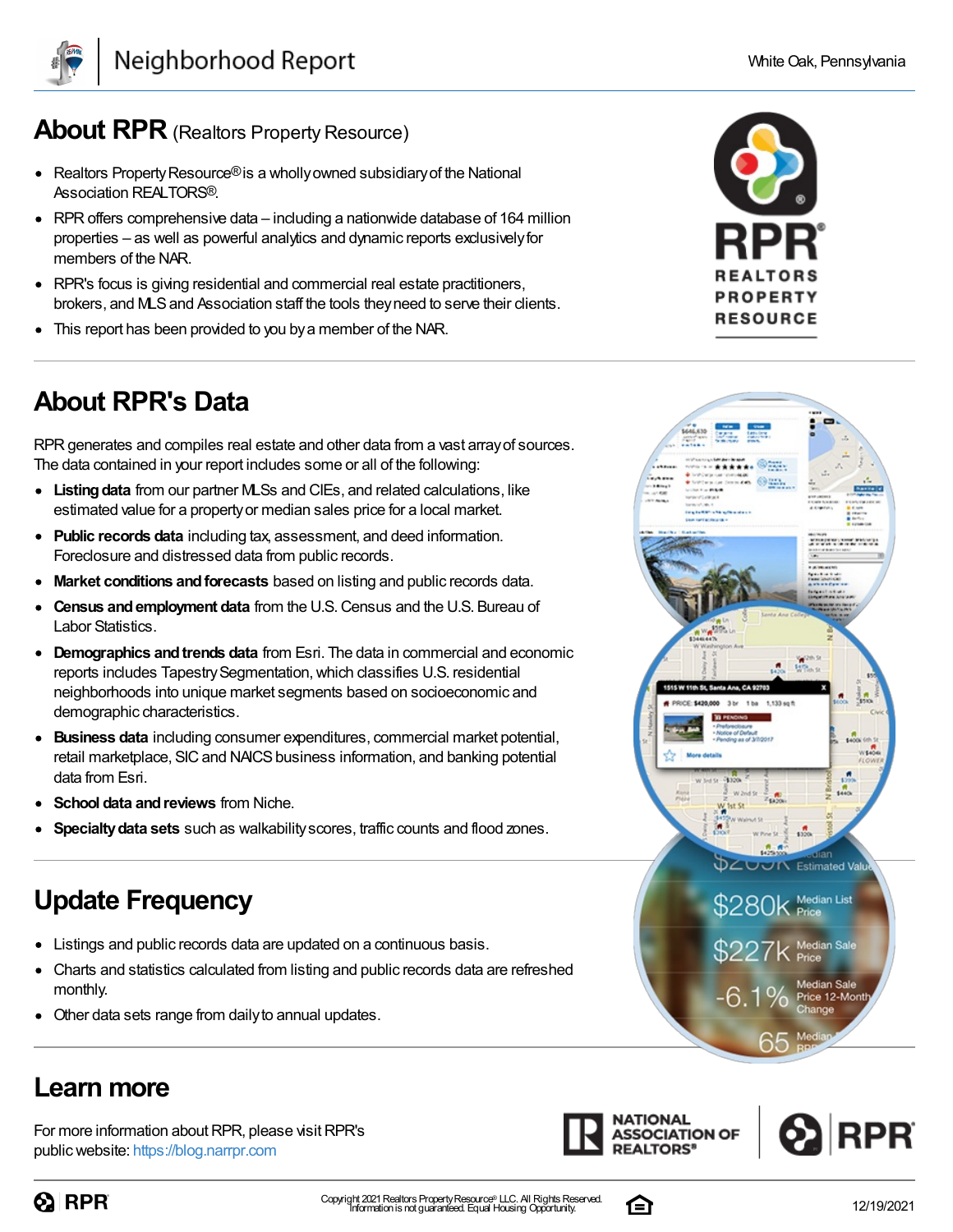## About RPR (Realtors Property Resource)

- Realtors Property Resource® is a wholly owned subsidiary of the National Association REALTORS®.
- RPR offers comprehensive data – including a nationwide database of 164 million properties – as well as powerful analytics and dynamic reports exclusively for members of the NAR.
- RPR's focus is giving residential and commercial real estate practitioners, brokers, and MLS and Association staff the tools they need to serve their clients.
- This report has been provided to you by a member of the NAR.

## About RPR's Data

RPR generates and compiles real estate and other data from a vast array of sources. The data contained in your report includes some or all of the following:

- **Listing data** from our partner MLSs and CIEs, and related calculations, like estimated value for a property or median sales price for a local market.
- **Public records data** including tax, assessment, and deed information. Foreclosure and distressed data from public records.
- **Market conditions and forecasts** based on listing and public records data.
- **Census and employment data** from the U.S. Census and the U.S. Bureau of Labor Statistics.
- **Demographics and trends data** from Esri. The data in commercial and economic reports includes Tapestry Segmentation, which classifies U.S. residential neighborhoods into unique market segments based on socioeconomic and demographic characteristics.
- **Business data** including consumer expenditures, commercial market potential, retail marketplace, SIC and NAICS business information, and banking potential data from Esri.
- **School data and reviews** from Niche.
- **Specialty data sets** such as walkability scores, traffic counts and flood zones.

## Update Frequency

- Listings and public records data are updated on a continuous basis.
- Charts and statistics calculated from listing and public records data are refreshed monthly.
- Other data sets range from daily to annual updates.

## Learn more

For more information about RPR, please visit RPR's public website: https://blog.narrpr.com